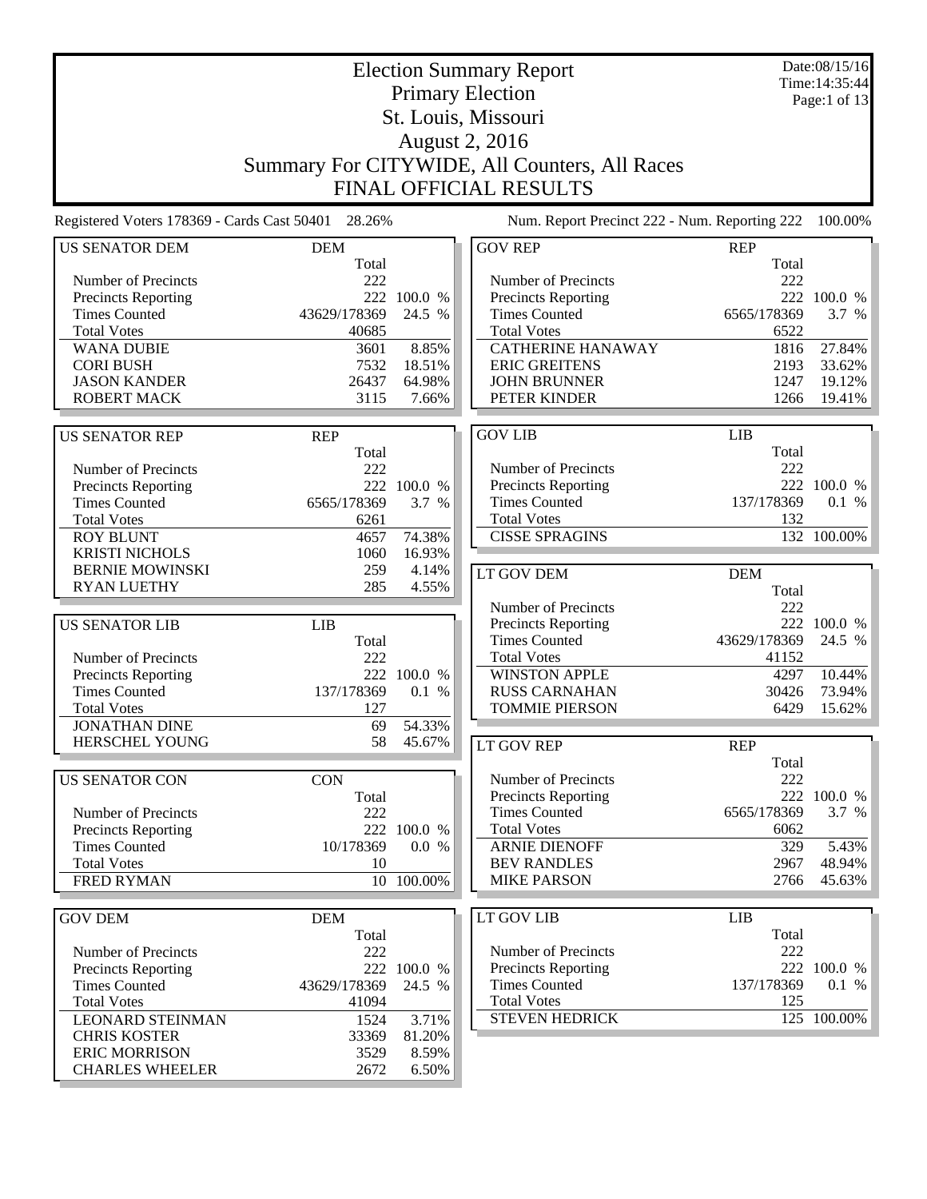# Election Summary Report

## Primary Election

## St. Louis, Missouri

## August 2, 2016

## Summary For CITYWIDE, All Counters, All Races

## FINAL OFFICIAL RESULTS

Date:08/15/16
Time:14:35:44

Registered Voters 178369 - Cards Cast 50401 28.26%

Num. Report Precinct 222 - Num. Reporting 222 100.00%

| US SENATOR DEM | DEM | |
|---|---|---|
| | Total | |
| Number of Precincts | 222 | |
| Precincts Reporting | 222 | 100.0 % |
| Times Counted | 43629/178369 | 24.5 % |
| Total Votes | 40685 | |
| WANA DUBIE | 3601 | 8.85% |
| CORI BUSH | 7532 | 18.51% |
| JASON KANDER | 26437 | 64.98% |
| ROBERT MACK | 3115 | 7.66% |

| US SENATOR REP | REP | |
|---|---|---|
| | Total | |
| Number of Precincts | 222 | |
| Precincts Reporting | 222 | 100.0 % |
| Times Counted | 6565/178369 | 3.7 % |
| Total Votes | 6261 | |
| ROY BLUNT | 4657 | 74.38% |
| KRISTI NICHOLS | 1060 | 16.93% |
| BERNIE MOWINSKI | 259 | 4.14% |
| RYAN LUETHY | 285 | 4.55% |

| US SENATOR LIB | LIB | |
|---|---|---|
| | Total | |
| Number of Precincts | 222 | |
| Precincts Reporting | 222 | 100.0 % |
| Times Counted | 137/178369 | 0.1 % |
| Total Votes | 127 | |
| JONATHAN DINE | 69 | 54.33% |
| HERSCHEL YOUNG | 58 | 45.67% |

| US SENATOR CON | CON | |
|---|---|---|
| | Total | |
| Number of Precincts | 222 | |
| Precincts Reporting | 222 | 100.0 % |
| Times Counted | 10/178369 | 0.0 % |
| Total Votes | 10 | |
| FRED RYMAN | 10 | 100.00% |

| GOV DEM | DEM | |
|---|---|---|
| | Total | |
| Number of Precincts | 222 | |
| Precincts Reporting | 222 | 100.0 % |
| Times Counted | 43629/178369 | 24.5 % |
| Total Votes | 41094 | |
| LEONARD STEINMAN | 1524 | 3.71% |
| CHRIS KOSTER | 33369 | 81.20% |
| ERIC MORRISON | 3529 | 8.59% |
| CHARLES WHEELER | 2672 | 6.50% |

| GOV REP | REP | |
|---|---|---|
| | Total | |
| Number of Precincts | 222 | |
| Precincts Reporting | 222 | 100.0 % |
| Times Counted | 6565/178369 | 3.7 % |
| Total Votes | 6522 | |
| CATHERINE HANAWAY | 1816 | 27.84% |
| ERIC GREITENS | 2193 | 33.62% |
| JOHN BRUNNER | 1247 | 19.12% |
| PETER KINDER | 1266 | 19.41% |

| GOV LIB | LIB | |
|---|---|---|
| | Total | |
| Number of Precincts | 222 | |
| Precincts Reporting | 222 | 100.0 % |
| Times Counted | 137/178369 | 0.1 % |
| Total Votes | 132 | |
| CISSE SPRAGINS | 132 | 100.00% |

| LT GOV DEM | DEM | |
|---|---|---|
| | Total | |
| Number of Precincts | 222 | |
| Precincts Reporting | 222 | 100.0 % |
| Times Counted | 43629/178369 | 24.5 % |
| Total Votes | 41152 | |
| WINSTON APPLE | 4297 | 10.44% |
| RUSS CARNAHAN | 30426 | 73.94% |
| TOMMIE PIERSON | 6429 | 15.62% |

| LT GOV REP | REP | |
|---|---|---|
| | Total | |
| Number of Precincts | 222 | |
| Precincts Reporting | 222 | 100.0 % |
| Times Counted | 6565/178369 | 3.7 % |
| Total Votes | 6062 | |
| ARNIE DIENOFF | 329 | 5.43% |
| BEV RANDLES | 2967 | 48.94% |
| MIKE PARSON | 2766 | 45.63% |

| LT GOV LIB | LIB | |
|---|---|---|
| | Total | |
| Number of Precincts | 222 | |
| Precincts Reporting | 222 | 100.0 % |
| Times Counted | 137/178369 | 0.1 % |
| Total Votes | 125 | |
| STEVEN HEDRICK | 125 | 100.00% |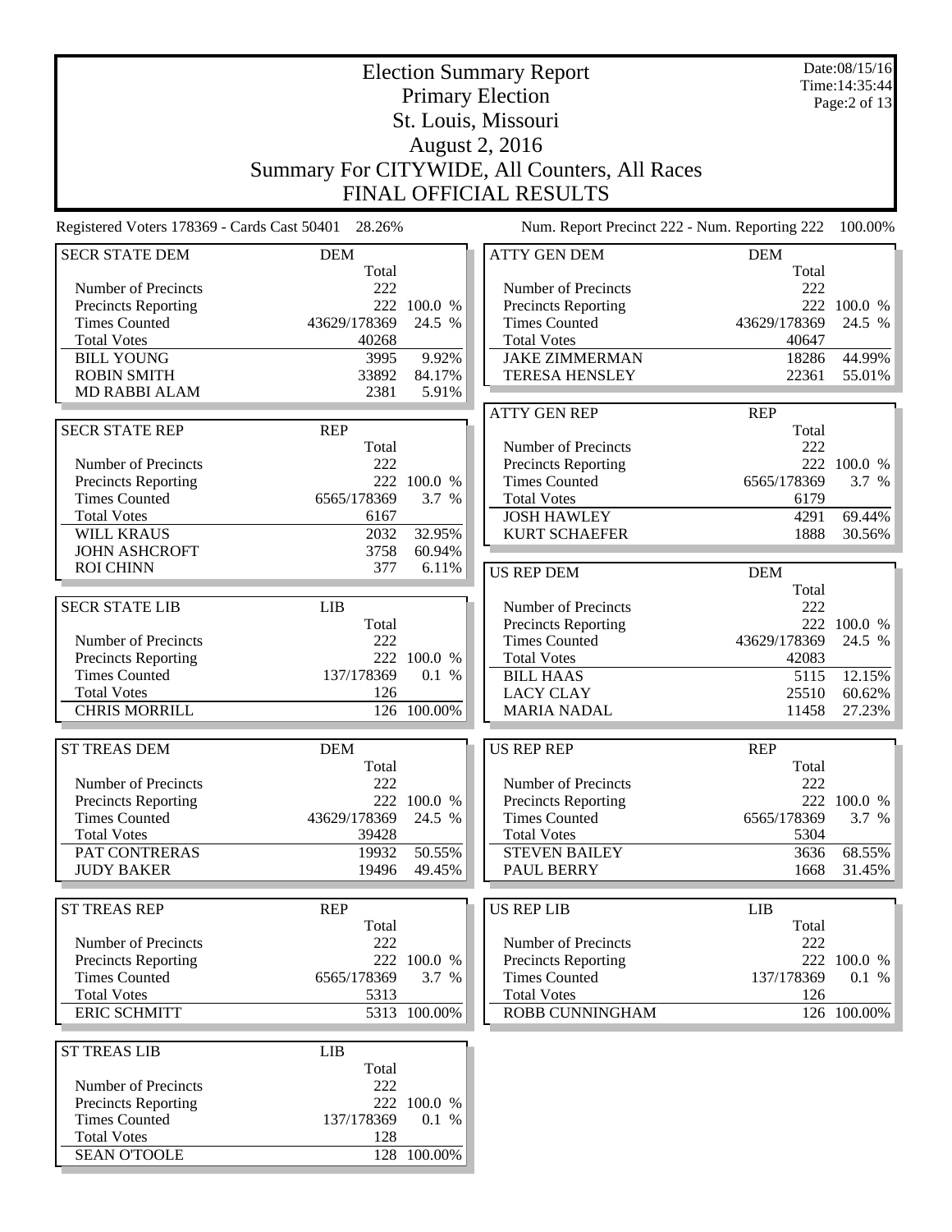# Election Summary Report

## Primary Election

## St. Louis, Missouri

## August 2, 2016

## Summary For CITYWIDE, All Counters, All Races

## FINAL OFFICIAL RESULTS

Date:08/15/16
Time:14:35:44

Registered Voters 178369 - Cards Cast 50401 28.26%

Num. Report Precinct 222 - Num. Reporting 222 100.00%

| SECR STATE DEM | DEM | |
|---|---|---|
| | Total | |
| Number of Precincts | 222 | |
| Precincts Reporting | 222 | 100.0 % |
| Times Counted | 43629/178369 | 24.5 % |
| Total Votes | 40268 | |
| BILL YOUNG | 3995 | 9.92% |
| ROBIN SMITH | 33892 | 84.17% |
| MD RABBI ALAM | 2381 | 5.91% |

| SECR STATE REP | REP | |
|---|---|---|
| | Total | |
| Number of Precincts | 222 | |
| Precincts Reporting | 222 | 100.0 % |
| Times Counted | 6565/178369 | 3.7 % |
| Total Votes | 6167 | |
| WILL KRAUS | 2032 | 32.95% |
| JOHN ASHCROFT | 3758 | 60.94% |
| ROI CHINN | 377 | 6.11% |

| SECR STATE LIB | LIB | |
|---|---|---|
| | Total | |
| Number of Precincts | 222 | |
| Precincts Reporting | 222 | 100.0 % |
| Times Counted | 137/178369 | 0.1 % |
| Total Votes | 126 | |
| CHRIS MORRILL | 126 | 100.00% |

| ST TREAS DEM | DEM | |
|---|---|---|
| | Total | |
| Number of Precincts | 222 | |
| Precincts Reporting | 222 | 100.0 % |
| Times Counted | 43629/178369 | 24.5 % |
| Total Votes | 39428 | |
| PAT CONTRERAS | 19932 | 50.55% |
| JUDY BAKER | 19496 | 49.45% |

| ST TREAS REP | REP | |
|---|---|---|
| | Total | |
| Number of Precincts | 222 | |
| Precincts Reporting | 222 | 100.0 % |
| Times Counted | 6565/178369 | 3.7 % |
| Total Votes | 5313 | |
| ERIC SCHMITT | 5313 | 100.00% |

| ST TREAS LIB | LIB | |
|---|---|---|
| | Total | |
| Number of Precincts | 222 | |
| Precincts Reporting | 222 | 100.0 % |
| Times Counted | 137/178369 | 0.1 % |
| Total Votes | 128 | |
| SEAN O'TOOLE | 128 | 100.00% |

| ATTY GEN DEM | DEM | |
|---|---|---|
| | Total | |
| Number of Precincts | 222 | |
| Precincts Reporting | 222 | 100.0 % |
| Times Counted | 43629/178369 | 24.5 % |
| Total Votes | 40647 | |
| JAKE ZIMMERMAN | 18286 | 44.99% |
| TERESA HENSLEY | 22361 | 55.01% |

| ATTY GEN REP | REP | |
|---|---|---|
| | Total | |
| Number of Precincts | 222 | |
| Precincts Reporting | 222 | 100.0 % |
| Times Counted | 6565/178369 | 3.7 % |
| Total Votes | 6179 | |
| JOSH HAWLEY | 4291 | 69.44% |
| KURT SCHAEFER | 1888 | 30.56% |

| US REP DEM | DEM | |
|---|---|---|
| | Total | |
| Number of Precincts | 222 | |
| Precincts Reporting | 222 | 100.0 % |
| Times Counted | 43629/178369 | 24.5 % |
| Total Votes | 42083 | |
| BILL HAAS | 5115 | 12.15% |
| LACY CLAY | 25510 | 60.62% |
| MARIA NADAL | 11458 | 27.23% |

| US REP REP | REP | |
|---|---|---|
| | Total | |
| Number of Precincts | 222 | |
| Precincts Reporting | 222 | 100.0 % |
| Times Counted | 6565/178369 | 3.7 % |
| Total Votes | 5304 | |
| STEVEN BAILEY | 3636 | 68.55% |
| PAUL BERRY | 1668 | 31.45% |

| US REP LIB | LIB | |
|---|---|---|
| | Total | |
| Number of Precincts | 222 | |
| Precincts Reporting | 222 | 100.0 % |
| Times Counted | 137/178369 | 0.1 % |
| Total Votes | 126 | |
| ROBB CUNNINGHAM | 126 | 100.00% |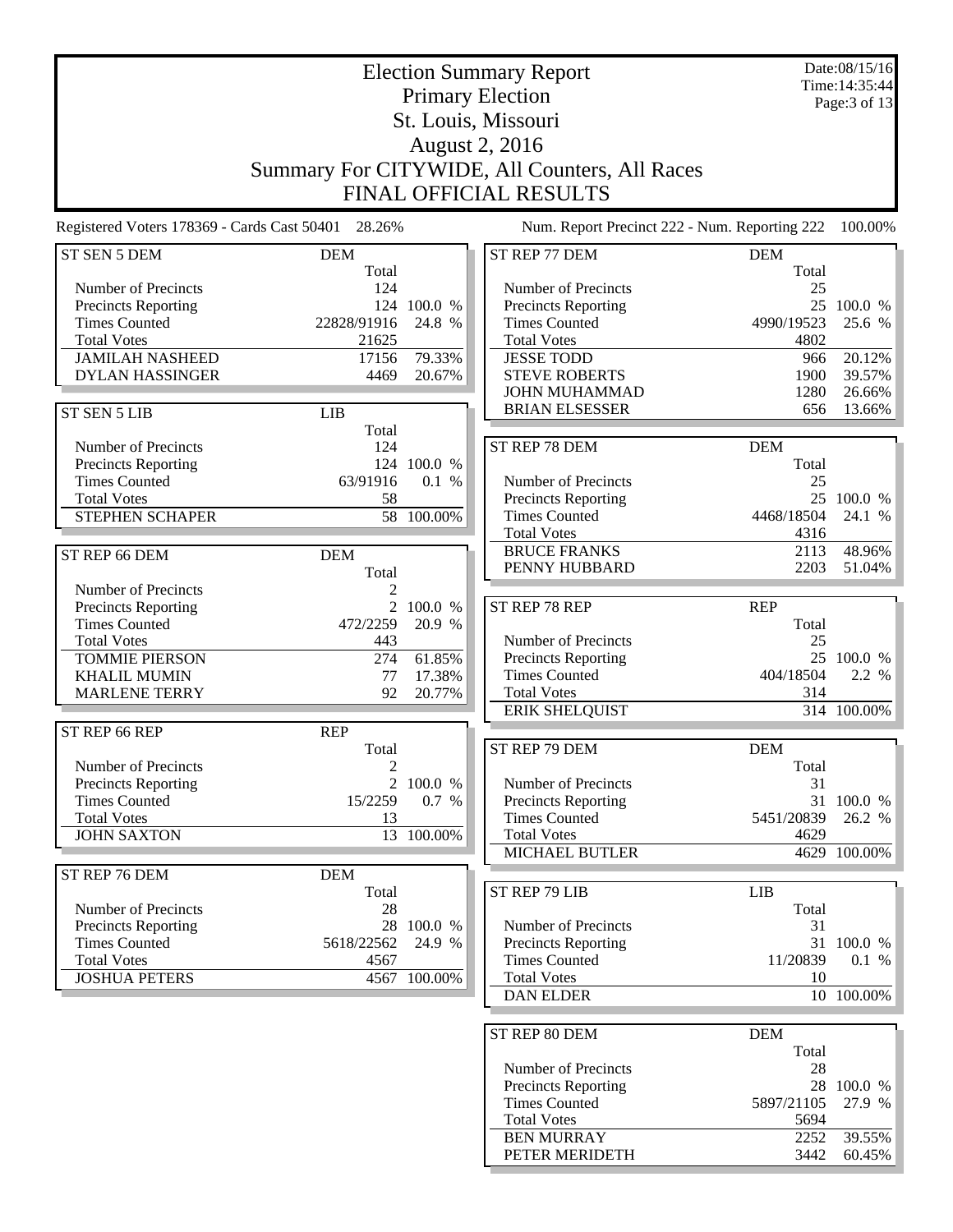# Election Summary Report

## Primary Election

## St. Louis, Missouri

## August 2, 2016

## Summary For CITYWIDE, All Counters, All Races

## FINAL OFFICIAL RESULTS

Date:08/15/16
Time:14:35:44

Registered Voters 178369 - Cards Cast 50401 28.26%

Num. Report Precinct 222 - Num. Reporting 222 100.00%

| ST SEN 5 DEM | DEM | |
|---|---|---|
| | Total | |
| Number of Precincts | 124 | |
| Precincts Reporting | 124 | 100.0 % |
| Times Counted | 22828/91916 | 24.8 % |
| Total Votes | 21625 | |
| JAMILAH NASHEED | 17156 | 79.33% |
| DYLAN HASSINGER | 4469 | 20.67% |

| ST SEN 5 LIB | LIB | |
|---|---|---|
| | Total | |
| Number of Precincts | 124 | |
| Precincts Reporting | 124 | 100.0 % |
| Times Counted | 63/91916 | 0.1 % |
| Total Votes | 58 | |
| STEPHEN SCHAPER | 58 | 100.00% |

| ST REP 66 DEM | DEM | |
|---|---|---|
| | Total | |
| Number of Precincts | 2 | |
| Precincts Reporting | 2 | 100.0 % |
| Times Counted | 472/2259 | 20.9 % |
| Total Votes | 443 | |
| TOMMIE PIERSON | 274 | 61.85% |
| KHALIL MUMIN | 77 | 17.38% |
| MARLENE TERRY | 92 | 20.77% |

| ST REP 66 REP | REP | |
|---|---|---|
| | Total | |
| Number of Precincts | 2 | |
| Precincts Reporting | 2 | 100.0 % |
| Times Counted | 15/2259 | 0.7 % |
| Total Votes | 13 | |
| JOHN SAXTON | 13 | 100.00% |

| ST REP 76 DEM | DEM | |
|---|---|---|
| | Total | |
| Number of Precincts | 28 | |
| Precincts Reporting | 28 | 100.0 % |
| Times Counted | 5618/22562 | 24.9 % |
| Total Votes | 4567 | |
| JOSHUA PETERS | 4567 | 100.00% |

| ST REP 77 DEM | DEM | |
|---|---|---|
| | Total | |
| Number of Precincts | 25 | |
| Precincts Reporting | 25 | 100.0 % |
| Times Counted | 4990/19523 | 25.6 % |
| Total Votes | 4802 | |
| JESSE TODD | 966 | 20.12% |
| STEVE ROBERTS | 1900 | 39.57% |
| JOHN MUHAMMAD | 1280 | 26.66% |
| BRIAN ELSESSER | 656 | 13.66% |

| ST REP 78 DEM | DEM | |
|---|---|---|
| | Total | |
| Number of Precincts | 25 | |
| Precincts Reporting | 25 | 100.0 % |
| Times Counted | 4468/18504 | 24.1 % |
| Total Votes | 4316 | |
| BRUCE FRANKS | 2113 | 48.96% |
| PENNY HUBBARD | 2203 | 51.04% |

| ST REP 78 REP | REP | |
|---|---|---|
| | Total | |
| Number of Precincts | 25 | |
| Precincts Reporting | 25 | 100.0 % |
| Times Counted | 404/18504 | 2.2 % |
| Total Votes | 314 | |
| ERIK SHELQUIST | 314 | 100.00% |

| ST REP 79 DEM | DEM | |
|---|---|---|
| | Total | |
| Number of Precincts | 31 | |
| Precincts Reporting | 31 | 100.0 % |
| Times Counted | 5451/20839 | 26.2 % |
| Total Votes | 4629 | |
| MICHAEL BUTLER | 4629 | 100.00% |

| ST REP 79 LIB | LIB | |
|---|---|---|
| | Total | |
| Number of Precincts | 31 | |
| Precincts Reporting | 31 | 100.0 % |
| Times Counted | 11/20839 | 0.1 % |
| Total Votes | 10 | |
| DAN ELDER | 10 | 100.00% |

| ST REP 80 DEM | DEM | |
|---|---|---|
| | Total | |
| Number of Precincts | 28 | |
| Precincts Reporting | 28 | 100.0 % |
| Times Counted | 5897/21105 | 27.9 % |
| Total Votes | 5694 | |
| BEN MURRAY | 2252 | 39.55% |
| PETER MERIDETH | 3442 | 60.45% |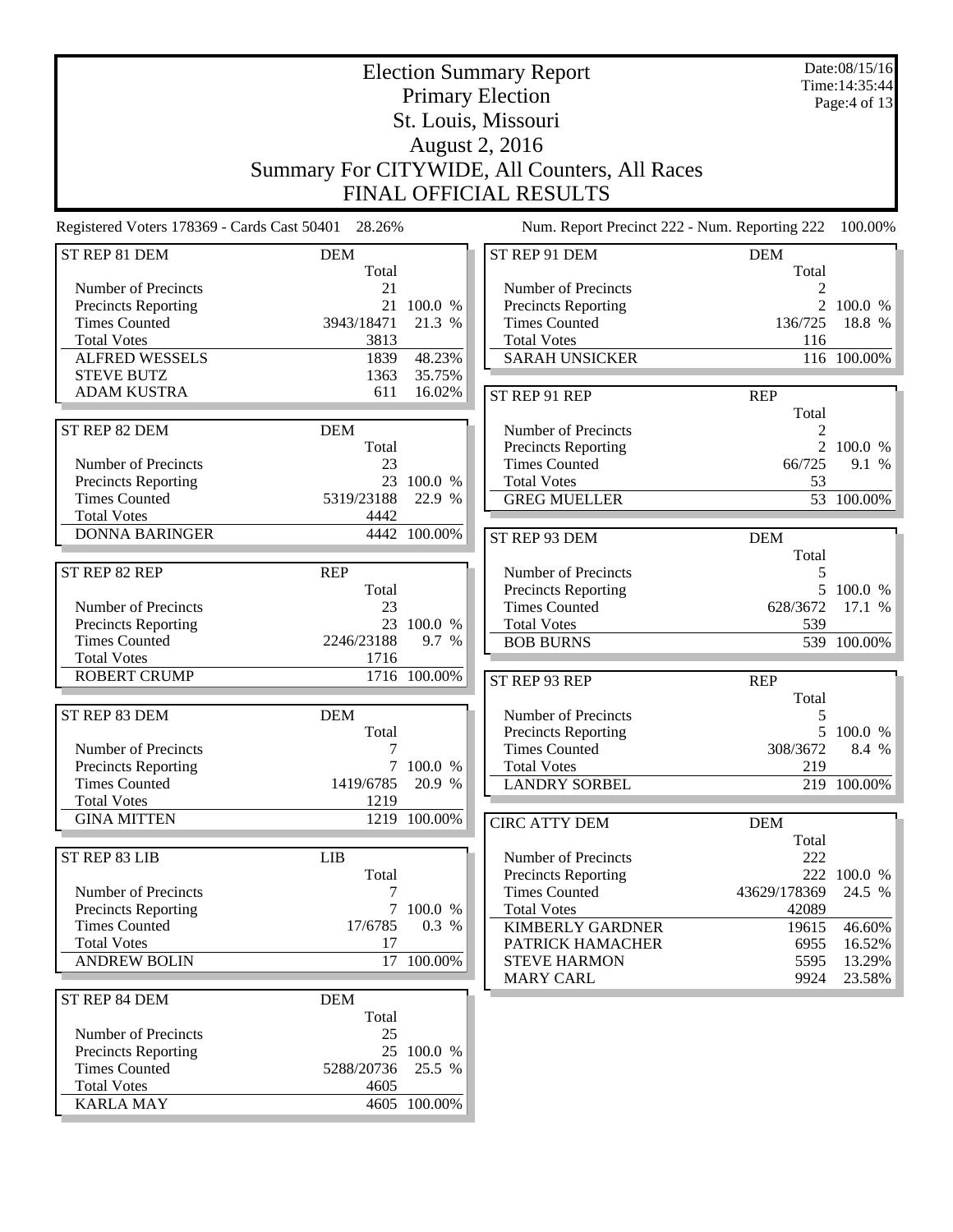# Election Summary Report

Primary Election
St. Louis, Missouri
August 2, 2016
Summary For CITYWIDE, All Counters, All Races
FINAL OFFICIAL RESULTS

Date:08/15/16
Time:14:35:44

Registered Voters 178369 - Cards Cast 50401 28.26%

Num. Report Precinct 222 - Num. Reporting 222 100.00%

| ST REP 81 DEM | DEM | |
|---|---|---|
| | Total | |
| Number of Precincts | 21 | |
| Precincts Reporting | 21 | 100.0 % |
| Times Counted | 3943/18471 | 21.3 % |
| Total Votes | 3813 | |
| ALFRED WESSELS | 1839 | 48.23% |
| STEVE BUTZ | 1363 | 35.75% |
| ADAM KUSTRA | 611 | 16.02% |

| ST REP 82 DEM | DEM | |
|---|---|---|
| | Total | |
| Number of Precincts | 23 | |
| Precincts Reporting | 23 | 100.0 % |
| Times Counted | 5319/23188 | 22.9 % |
| Total Votes | 4442 | |
| DONNA BARINGER | 4442 | 100.00% |

| ST REP 82 REP | REP | |
|---|---|---|
| | Total | |
| Number of Precincts | 23 | |
| Precincts Reporting | 23 | 100.0 % |
| Times Counted | 2246/23188 | 9.7 % |
| Total Votes | 1716 | |
| ROBERT CRUMP | 1716 | 100.00% |

| ST REP 83 DEM | DEM | |
|---|---|---|
| | Total | |
| Number of Precincts | 7 | |
| Precincts Reporting | 7 | 100.0 % |
| Times Counted | 1419/6785 | 20.9 % |
| Total Votes | 1219 | |
| GINA MITTEN | 1219 | 100.00% |

| ST REP 83 LIB | LIB | |
|---|---|---|
| | Total | |
| Number of Precincts | 7 | |
| Precincts Reporting | 7 | 100.0 % |
| Times Counted | 17/6785 | 0.3 % |
| Total Votes | 17 | |
| ANDREW BOLIN | 17 | 100.00% |

| ST REP 84 DEM | DEM | |
|---|---|---|
| | Total | |
| Number of Precincts | 25 | |
| Precincts Reporting | 25 | 100.0 % |
| Times Counted | 5288/20736 | 25.5 % |
| Total Votes | 4605 | |
| KARLA MAY | 4605 | 100.00% |

| ST REP 91 DEM | DEM | |
|---|---|---|
| | Total | |
| Number of Precincts | 2 | |
| Precincts Reporting | 2 | 100.0 % |
| Times Counted | 136/725 | 18.8 % |
| Total Votes | 116 | |
| SARAH UNSICKER | 116 | 100.00% |

| ST REP 91 REP | REP | |
|---|---|---|
| | Total | |
| Number of Precincts | 2 | |
| Precincts Reporting | 2 | 100.0 % |
| Times Counted | 66/725 | 9.1 % |
| Total Votes | 53 | |
| GREG MUELLER | 53 | 100.00% |

| ST REP 93 DEM | DEM | |
|---|---|---|
| | Total | |
| Number of Precincts | 5 | |
| Precincts Reporting | 5 | 100.0 % |
| Times Counted | 628/3672 | 17.1 % |
| Total Votes | 539 | |
| BOB BURNS | 539 | 100.00% |

| ST REP 93 REP | REP | |
|---|---|---|
| | Total | |
| Number of Precincts | 5 | |
| Precincts Reporting | 5 | 100.0 % |
| Times Counted | 308/3672 | 8.4 % |
| Total Votes | 219 | |
| LANDRY SORBEL | 219 | 100.00% |

| CIRC ATTY DEM | DEM | |
|---|---|---|
| | Total | |
| Number of Precincts | 222 | |
| Precincts Reporting | 222 | 100.0 % |
| Times Counted | 43629/178369 | 24.5 % |
| Total Votes | 42089 | |
| KIMBERLY GARDNER | 19615 | 46.60% |
| PATRICK HAMACHER | 6955 | 16.52% |
| STEVE HARMON | 5595 | 13.29% |
| MARY CARL | 9924 | 23.58% |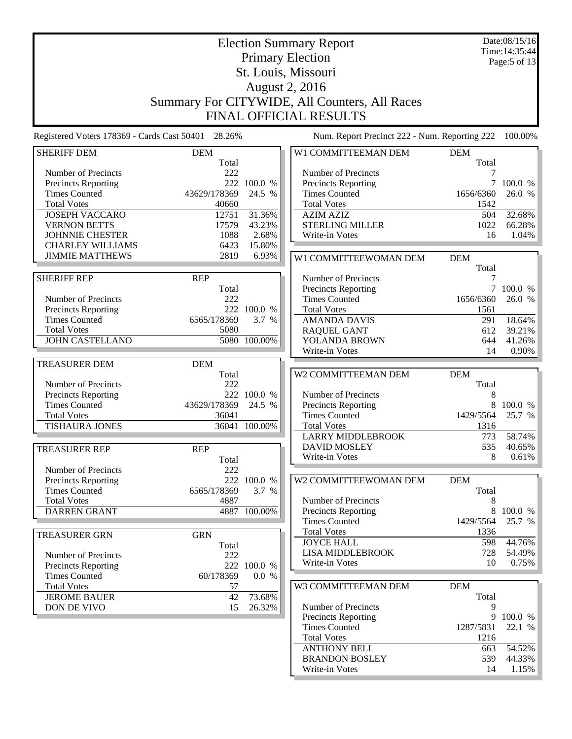# Election Summary Report

## Primary Election

## St. Louis, Missouri

## August 2, 2016

## Summary For CITYWIDE, All Counters, All Races

## FINAL OFFICIAL RESULTS

Date:08/15/16
Time:14:35:44

Registered Voters 178369 - Cards Cast 50401 28.26%

Num. Report Precinct 222 - Num. Reporting 222 100.00%

| SHERIFF DEM | DEM | |
|---|---|---|
| | Total | |
| Number of Precincts | 222 | |
| Precincts Reporting | 222 | 100.0 % |
| Times Counted | 43629/178369 | 24.5 % |
| Total Votes | 40660 | |
| JOSEPH VACCARO | 12751 | 31.36% |
| VERNON BETTS | 17579 | 43.23% |
| JOHNNIE CHESTER | 1088 | 2.68% |
| CHARLEY WILLIAMS | 6423 | 15.80% |
| JIMMIE MATTHEWS | 2819 | 6.93% |

| SHERIFF REP | REP | |
|---|---|---|
| | Total | |
| Number of Precincts | 222 | |
| Precincts Reporting | 222 | 100.0 % |
| Times Counted | 6565/178369 | 3.7 % |
| Total Votes | 5080 | |
| JOHN CASTELLANO | 5080 | 100.00% |

| TREASURER DEM | DEM | |
|---|---|---|
| | Total | |
| Number of Precincts | 222 | |
| Precincts Reporting | 222 | 100.0 % |
| Times Counted | 43629/178369 | 24.5 % |
| Total Votes | 36041 | |
| TISHAURA JONES | 36041 | 100.00% |

| TREASURER REP | REP | |
|---|---|---|
| | Total | |
| Number of Precincts | 222 | |
| Precincts Reporting | 222 | 100.0 % |
| Times Counted | 6565/178369 | 3.7 % |
| Total Votes | 4887 | |
| DARREN GRANT | 4887 | 100.00% |

| TREASURER GRN | GRN | |
|---|---|---|
| | Total | |
| Number of Precincts | 222 | |
| Precincts Reporting | 222 | 100.0 % |
| Times Counted | 60/178369 | 0.0 % |
| Total Votes | 57 | |
| JEROME BAUER | 42 | 73.68% |
| DON DE VIVO | 15 | 26.32% |

| W1 COMMITTEEMAN DEM | DEM | |
|---|---|---|
| | Total | |
| Number of Precincts | 7 | |
| Precincts Reporting | 7 | 100.0 % |
| Times Counted | 1656/6360 | 26.0 % |
| Total Votes | 1542 | |
| AZIM AZIZ | 504 | 32.68% |
| STERLING MILLER | 1022 | 66.28% |
| Write-in Votes | 16 | 1.04% |

| W1 COMMITTEEWOMAN DEM | DEM | |
|---|---|---|
| | Total | |
| Number of Precincts | 7 | |
| Precincts Reporting | 7 | 100.0 % |
| Times Counted | 1656/6360 | 26.0 % |
| Total Votes | 1561 | |
| AMANDA DAVIS | 291 | 18.64% |
| RAQUEL GANT | 612 | 39.21% |
| YOLANDA BROWN | 644 | 41.26% |
| Write-in Votes | 14 | 0.90% |

| W2 COMMITTEEMAN DEM | DEM | |
|---|---|---|
| | Total | |
| Number of Precincts | 8 | |
| Precincts Reporting | 8 | 100.0 % |
| Times Counted | 1429/5564 | 25.7 % |
| Total Votes | 1316 | |
| LARRY MIDDLEBROOK | 773 | 58.74% |
| DAVID MOSLEY | 535 | 40.65% |
| Write-in Votes | 8 | 0.61% |

| W2 COMMITTEEWOMAN DEM | DEM | |
|---|---|---|
| | Total | |
| Number of Precincts | 8 | |
| Precincts Reporting | 8 | 100.0 % |
| Times Counted | 1429/5564 | 25.7 % |
| Total Votes | 1336 | |
| JOYCE HALL | 598 | 44.76% |
| LISA MIDDLEBROOK | 728 | 54.49% |
| Write-in Votes | 10 | 0.75% |

| W3 COMMITTEEMAN DEM | DEM | |
|---|---|---|
| | Total | |
| Number of Precincts | 9 | |
| Precincts Reporting | 9 | 100.0 % |
| Times Counted | 1287/5831 | 22.1 % |
| Total Votes | 1216 | |
| ANTHONY BELL | 663 | 54.52% |
| BRANDON BOSLEY | 539 | 44.33% |
| Write-in Votes | 14 | 1.15% |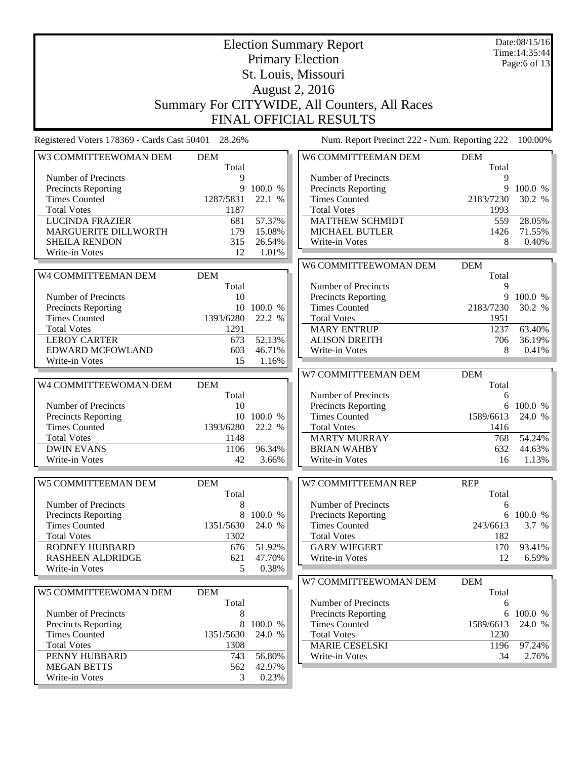# Election Summary Report

## Primary Election

## St. Louis, Missouri

## August 2, 2016

## Summary For CITYWIDE, All Counters, All Races

## FINAL OFFICIAL RESULTS

Date:08/15/16
Time:14:35:44

Registered Voters 178369 - Cards Cast 50401 28.26%

Num. Report Precinct 222 - Num. Reporting 222 100.00%

### W3 COMMITTEEWOMAN DEM

| | DEM Total | |
|---|---|---|
| Number of Precincts | 9 | |
| Precincts Reporting | 9 | 100.0 % |
| Times Counted | 1287/5831 | 22.1 % |
| Total Votes | 1187 | |
| LUCINDA FRAZIER | 681 | 57.37% |
| MARGUERITE DILLWORTH | 179 | 15.08% |
| SHEILA RENDON | 315 | 26.54% |
| Write-in Votes | 12 | 1.01% |

### W4 COMMITTEEMAN DEM

| | DEM Total | |
|---|---|---|
| Number of Precincts | 10 | |
| Precincts Reporting | 10 | 100.0 % |
| Times Counted | 1393/6280 | 22.2 % |
| Total Votes | 1291 | |
| LEROY CARTER | 673 | 52.13% |
| EDWARD MCFOWLAND | 603 | 46.71% |
| Write-in Votes | 15 | 1.16% |

### W4 COMMITTEEWOMAN DEM

| | DEM Total | |
|---|---|---|
| Number of Precincts | 10 | |
| Precincts Reporting | 10 | 100.0 % |
| Times Counted | 1393/6280 | 22.2 % |
| Total Votes | 1148 | |
| DWIN EVANS | 1106 | 96.34% |
| Write-in Votes | 42 | 3.66% |

### W5 COMMITTEEMAN DEM

| | DEM Total | |
|---|---|---|
| Number of Precincts | 8 | |
| Precincts Reporting | 8 | 100.0 % |
| Times Counted | 1351/5630 | 24.0 % |
| Total Votes | 1302 | |
| RODNEY HUBBARD | 676 | 51.92% |
| RASHEEN ALDRIDGE | 621 | 47.70% |
| Write-in Votes | 5 | 0.38% |

### W5 COMMITTEEWOMAN DEM

| | DEM Total | |
|---|---|---|
| Number of Precincts | 8 | |
| Precincts Reporting | 8 | 100.0 % |
| Times Counted | 1351/5630 | 24.0 % |
| Total Votes | 1308 | |
| PENNY HUBBARD | 743 | 56.80% |
| MEGAN BETTS | 562 | 42.97% |
| Write-in Votes | 3 | 0.23% |

### W6 COMMITTEEMAN DEM

| | DEM Total | |
|---|---|---|
| Number of Precincts | 9 | |
| Precincts Reporting | 9 | 100.0 % |
| Times Counted | 2183/7230 | 30.2 % |
| Total Votes | 1993 | |
| MATTHEW SCHMIDT | 559 | 28.05% |
| MICHAEL BUTLER | 1426 | 71.55% |
| Write-in Votes | 8 | 0.40% |

### W6 COMMITTEEWOMAN DEM

| | DEM Total | |
|---|---|---|
| Number of Precincts | 9 | |
| Precincts Reporting | 9 | 100.0 % |
| Times Counted | 2183/7230 | 30.2 % |
| Total Votes | 1951 | |
| MARY ENTRUP | 1237 | 63.40% |
| ALISON DREITH | 706 | 36.19% |
| Write-in Votes | 8 | 0.41% |

### W7 COMMITTEEMAN DEM

| | DEM Total | |
|---|---|---|
| Number of Precincts | 6 | |
| Precincts Reporting | 6 | 100.0 % |
| Times Counted | 1589/6613 | 24.0 % |
| Total Votes | 1416 | |
| MARTY MURRAY | 768 | 54.24% |
| BRIAN WAHBY | 632 | 44.63% |
| Write-in Votes | 16 | 1.13% |

### W7 COMMITTEEMAN REP

| | REP Total | |
|---|---|---|
| Number of Precincts | 6 | |
| Precincts Reporting | 6 | 100.0 % |
| Times Counted | 243/6613 | 3.7 % |
| Total Votes | 182 | |
| GARY WIEGERT | 170 | 93.41% |
| Write-in Votes | 12 | 6.59% |

### W7 COMMITTEEWOMAN DEM

| | DEM Total | |
|---|---|---|
| Number of Precincts | 6 | |
| Precincts Reporting | 6 | 100.0 % |
| Times Counted | 1589/6613 | 24.0 % |
| Total Votes | 1230 | |
| MARIE CESELSKI | 1196 | 97.24% |
| Write-in Votes | 34 | 2.76% |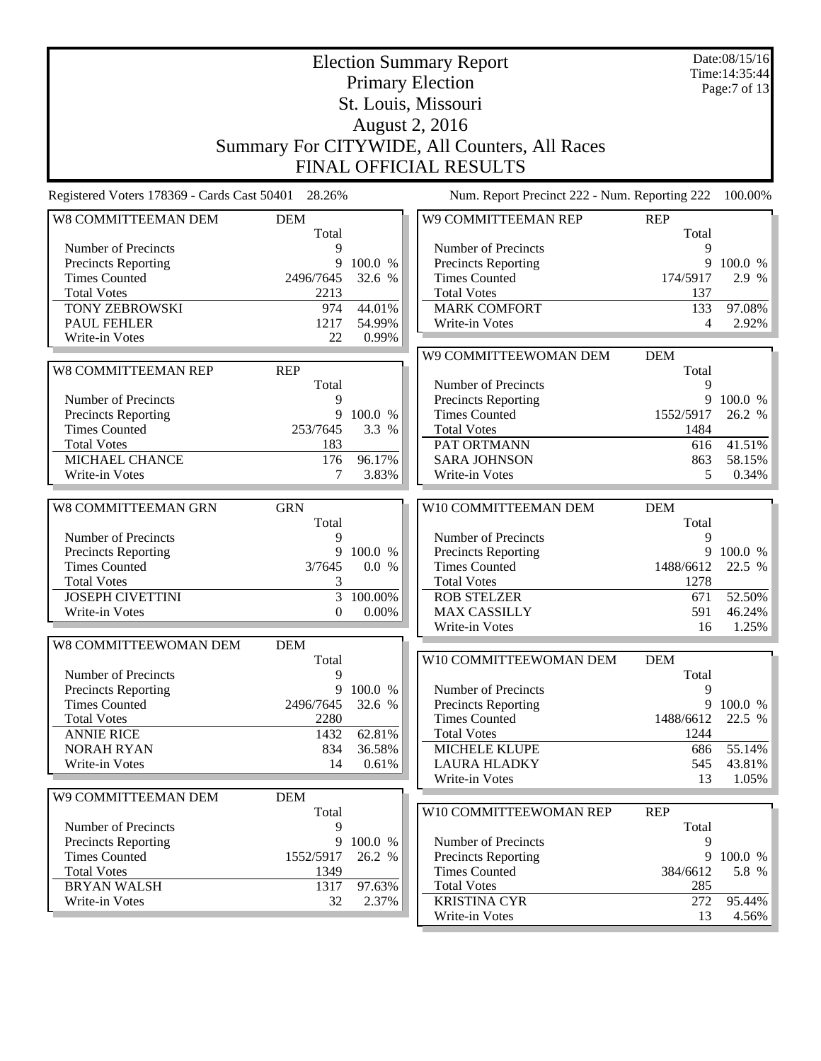# Election Summary Report

## Primary Election

## St. Louis, Missouri

## August 2, 2016

## Summary For CITYWIDE, All Counters, All Races

## FINAL OFFICIAL RESULTS

Date:08/15/16
Time:14:35:44

Registered Voters 178369 - Cards Cast 50401 28.26%

Num. Report Precinct 222 - Num. Reporting 222 100.00%

| W8 COMMITTEEMAN DEM | DEM | |
|---|---|---|
| | Total | |
| Number of Precincts | 9 | |
| Precincts Reporting | 9 | 100.0 % |
| Times Counted | 2496/7645 | 32.6 % |
| Total Votes | 2213 | |
| TONY ZEBROWSKI | 974 | 44.01% |
| PAUL FEHLER | 1217 | 54.99% |
| Write-in Votes | 22 | 0.99% |

| W8 COMMITTEEMAN REP | REP | |
|---|---|---|
| | Total | |
| Number of Precincts | 9 | |
| Precincts Reporting | 9 | 100.0 % |
| Times Counted | 253/7645 | 3.3 % |
| Total Votes | 183 | |
| MICHAEL CHANCE | 176 | 96.17% |
| Write-in Votes | 7 | 3.83% |

| W8 COMMITTEEMAN GRN | GRN | |
|---|---|---|
| | Total | |
| Number of Precincts | 9 | |
| Precincts Reporting | 9 | 100.0 % |
| Times Counted | 3/7645 | 0.0 % |
| Total Votes | 3 | |
| JOSEPH CIVETTINI | 3 | 100.00% |
| Write-in Votes | 0 | 0.00% |

| W8 COMMITTEEWOMAN DEM | DEM | |
|---|---|---|
| | Total | |
| Number of Precincts | 9 | |
| Precincts Reporting | 9 | 100.0 % |
| Times Counted | 2496/7645 | 32.6 % |
| Total Votes | 2280 | |
| ANNIE RICE | 1432 | 62.81% |
| NORAH RYAN | 834 | 36.58% |
| Write-in Votes | 14 | 0.61% |

| W9 COMMITTEEMAN DEM | DEM | |
|---|---|---|
| | Total | |
| Number of Precincts | 9 | |
| Precincts Reporting | 9 | 100.0 % |
| Times Counted | 1552/5917 | 26.2 % |
| Total Votes | 1349 | |
| BRYAN WALSH | 1317 | 97.63% |
| Write-in Votes | 32 | 2.37% |

| W9 COMMITTEEMAN REP | REP | |
|---|---|---|
| | Total | |
| Number of Precincts | 9 | |
| Precincts Reporting | 9 | 100.0 % |
| Times Counted | 174/5917 | 2.9 % |
| Total Votes | 137 | |
| MARK COMFORT | 133 | 97.08% |
| Write-in Votes | 4 | 2.92% |

| W9 COMMITTEEWOMAN DEM | DEM | |
|---|---|---|
| | Total | |
| Number of Precincts | 9 | |
| Precincts Reporting | 9 | 100.0 % |
| Times Counted | 1552/5917 | 26.2 % |
| Total Votes | 1484 | |
| PAT ORTMANN | 616 | 41.51% |
| SARA JOHNSON | 863 | 58.15% |
| Write-in Votes | 5 | 0.34% |

| W10 COMMITTEEMAN DEM | DEM | |
|---|---|---|
| | Total | |
| Number of Precincts | 9 | |
| Precincts Reporting | 9 | 100.0 % |
| Times Counted | 1488/6612 | 22.5 % |
| Total Votes | 1278 | |
| ROB STELZER | 671 | 52.50% |
| MAX CASSILLY | 591 | 46.24% |
| Write-in Votes | 16 | 1.25% |

| W10 COMMITTEEWOMAN DEM | DEM | |
|---|---|---|
| | Total | |
| Number of Precincts | 9 | |
| Precincts Reporting | 9 | 100.0 % |
| Times Counted | 1488/6612 | 22.5 % |
| Total Votes | 1244 | |
| MICHELE KLUPE | 686 | 55.14% |
| LAURA HLADKY | 545 | 43.81% |
| Write-in Votes | 13 | 1.05% |

| W10 COMMITTEEWOMAN REP | REP | |
|---|---|---|
| | Total | |
| Number of Precincts | 9 | |
| Precincts Reporting | 9 | 100.0 % |
| Times Counted | 384/6612 | 5.8 % |
| Total Votes | 285 | |
| KRISTINA CYR | 272 | 95.44% |
| Write-in Votes | 13 | 4.56% |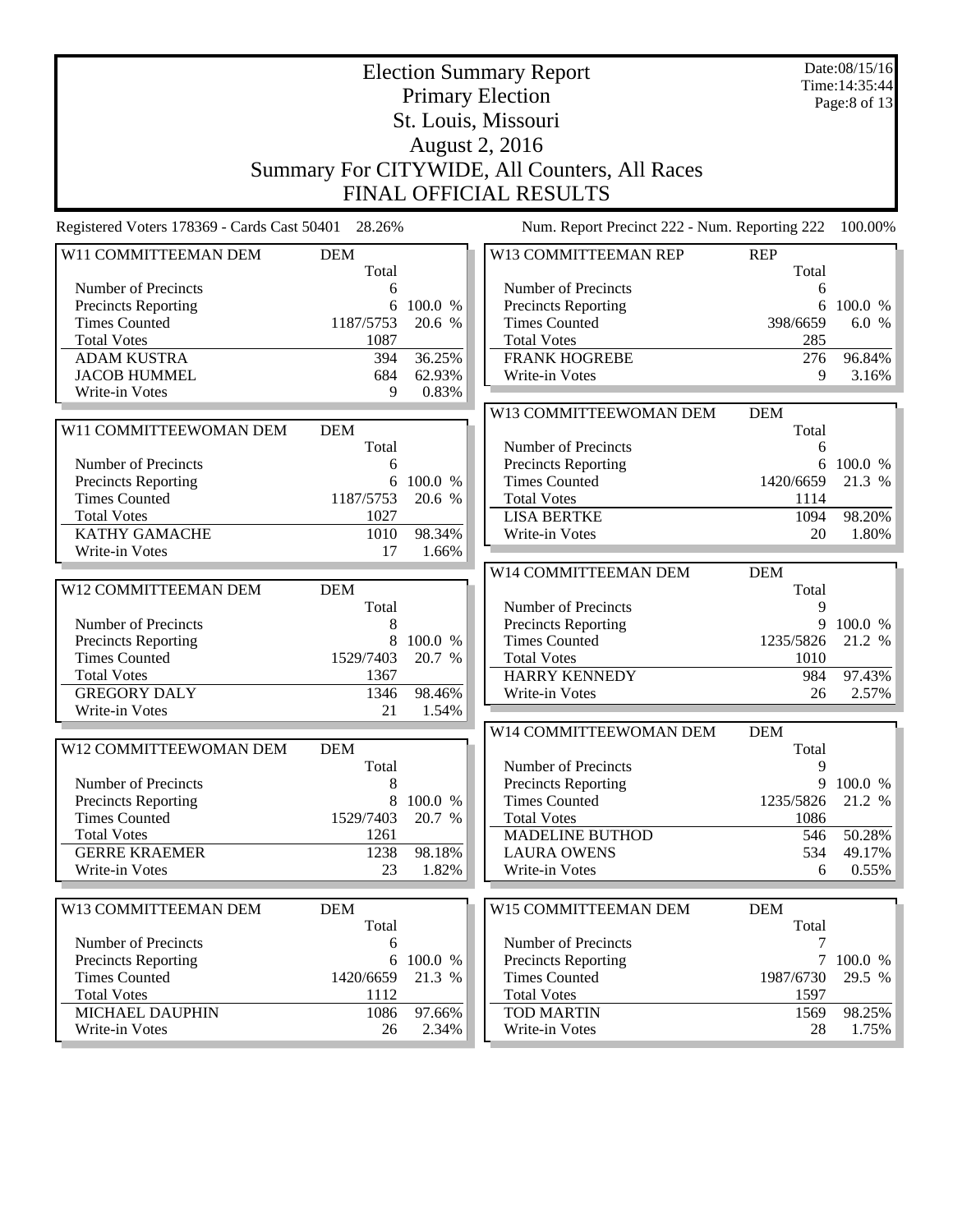# Election Summary Report

## Primary Election

## St. Louis, Missouri

## August 2, 2016

## Summary For CITYWIDE, All Counters, All Races

## FINAL OFFICIAL RESULTS

Date:08/15/16
Time:14:35:44

Registered Voters 178369 - Cards Cast 50401 28.26%

Num. Report Precinct 222 - Num. Reporting 222 100.00%

| W11 COMMITTEEMAN DEM | DEM | |
|---|---|---|
| | Total | |
| Number of Precincts | 6 | |
| Precincts Reporting | 6 | 100.0 % |
| Times Counted | 1187/5753 | 20.6 % |
| Total Votes | 1087 | |
| ADAM KUSTRA | 394 | 36.25% |
| JACOB HUMMEL | 684 | 62.93% |
| Write-in Votes | 9 | 0.83% |

| W11 COMMITTEEWOMAN DEM | DEM | |
|---|---|---|
| | Total | |
| Number of Precincts | 6 | |
| Precincts Reporting | 6 | 100.0 % |
| Times Counted | 1187/5753 | 20.6 % |
| Total Votes | 1027 | |
| KATHY GAMACHE | 1010 | 98.34% |
| Write-in Votes | 17 | 1.66% |

| W12 COMMITTEEMAN DEM | DEM | |
|---|---|---|
| | Total | |
| Number of Precincts | 8 | |
| Precincts Reporting | 8 | 100.0 % |
| Times Counted | 1529/7403 | 20.7 % |
| Total Votes | 1367 | |
| GREGORY DALY | 1346 | 98.46% |
| Write-in Votes | 21 | 1.54% |

| W12 COMMITTEEWOMAN DEM | DEM | |
|---|---|---|
| | Total | |
| Number of Precincts | 8 | |
| Precincts Reporting | 8 | 100.0 % |
| Times Counted | 1529/7403 | 20.7 % |
| Total Votes | 1261 | |
| GERRE KRAEMER | 1238 | 98.18% |
| Write-in Votes | 23 | 1.82% |

| W13 COMMITTEEMAN DEM | DEM | |
|---|---|---|
| | Total | |
| Number of Precincts | 6 | |
| Precincts Reporting | 6 | 100.0 % |
| Times Counted | 1420/6659 | 21.3 % |
| Total Votes | 1112 | |
| MICHAEL DAUPHIN | 1086 | 97.66% |
| Write-in Votes | 26 | 2.34% |

| W13 COMMITTEEMAN REP | REP | |
|---|---|---|
| | Total | |
| Number of Precincts | 6 | |
| Precincts Reporting | 6 | 100.0 % |
| Times Counted | 398/6659 | 6.0 % |
| Total Votes | 285 | |
| FRANK HOGREBE | 276 | 96.84% |
| Write-in Votes | 9 | 3.16% |

| W13 COMMITTEEWOMAN DEM | DEM | |
|---|---|---|
| | Total | |
| Number of Precincts | 6 | |
| Precincts Reporting | 6 | 100.0 % |
| Times Counted | 1420/6659 | 21.3 % |
| Total Votes | 1114 | |
| LISA BERTKE | 1094 | 98.20% |
| Write-in Votes | 20 | 1.80% |

| W14 COMMITTEEMAN DEM | DEM | |
|---|---|---|
| | Total | |
| Number of Precincts | 9 | |
| Precincts Reporting | 9 | 100.0 % |
| Times Counted | 1235/5826 | 21.2 % |
| Total Votes | 1010 | |
| HARRY KENNEDY | 984 | 97.43% |
| Write-in Votes | 26 | 2.57% |

| W14 COMMITTEEWOMAN DEM | DEM | |
|---|---|---|
| | Total | |
| Number of Precincts | 9 | |
| Precincts Reporting | 9 | 100.0 % |
| Times Counted | 1235/5826 | 21.2 % |
| Total Votes | 1086 | |
| MADELINE BUTHOD | 546 | 50.28% |
| LAURA OWENS | 534 | 49.17% |
| Write-in Votes | 6 | 0.55% |

| W15 COMMITTEEMAN DEM | DEM | |
|---|---|---|
| | Total | |
| Number of Precincts | 7 | |
| Precincts Reporting | 7 | 100.0 % |
| Times Counted | 1987/6730 | 29.5 % |
| Total Votes | 1597 | |
| TOD MARTIN | 1569 | 98.25% |
| Write-in Votes | 28 | 1.75% |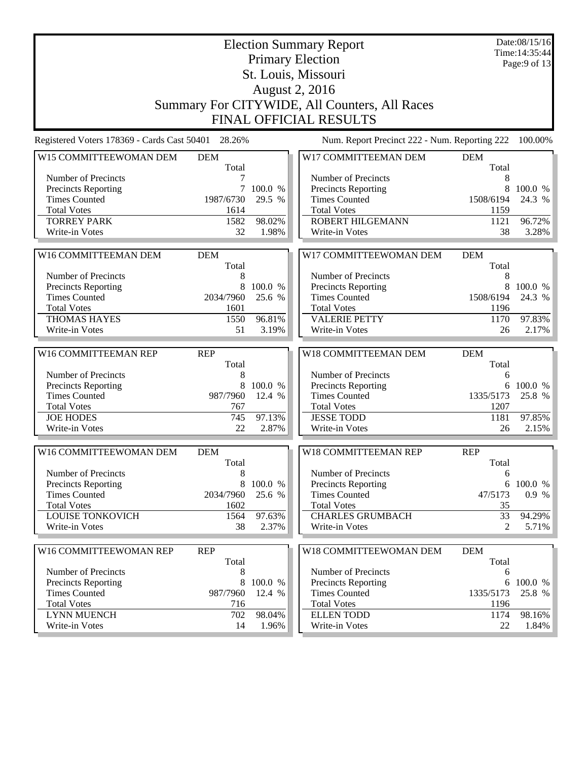# Election Summary Report

## Primary Election

## St. Louis, Missouri

## August 2, 2016

## Summary For CITYWIDE, All Counters, All Races

## FINAL OFFICIAL RESULTS

Date:08/15/16
Time:14:35:44

Registered Voters 178369 - Cards Cast 50401 28.26%

Num. Report Precinct 222 - Num. Reporting 222 100.00%

| W15 COMMITTEEWOMAN DEM | DEM | |
|---|---|---|
| | Total | |
| Number of Precincts | 7 | |
| Precincts Reporting | 7 | 100.0 % |
| Times Counted | 1987/6730 | 29.5 % |
| Total Votes | 1614 | |
| TORREY PARK | 1582 | 98.02% |
| Write-in Votes | 32 | 1.98% |

| W16 COMMITTEEMAN DEM | DEM | |
|---|---|---|
| | Total | |
| Number of Precincts | 8 | |
| Precincts Reporting | 8 | 100.0 % |
| Times Counted | 2034/7960 | 25.6 % |
| Total Votes | 1601 | |
| THOMAS HAYES | 1550 | 96.81% |
| Write-in Votes | 51 | 3.19% |

| W16 COMMITTEEMAN REP | REP | |
|---|---|---|
| | Total | |
| Number of Precincts | 8 | |
| Precincts Reporting | 8 | 100.0 % |
| Times Counted | 987/7960 | 12.4 % |
| Total Votes | 767 | |
| JOE HODES | 745 | 97.13% |
| Write-in Votes | 22 | 2.87% |

| W16 COMMITTEEWOMAN DEM | DEM | |
|---|---|---|
| | Total | |
| Number of Precincts | 8 | |
| Precincts Reporting | 8 | 100.0 % |
| Times Counted | 2034/7960 | 25.6 % |
| Total Votes | 1602 | |
| LOUISE TONKOVICH | 1564 | 97.63% |
| Write-in Votes | 38 | 2.37% |

| W16 COMMITTEEWOMAN REP | REP | |
|---|---|---|
| | Total | |
| Number of Precincts | 8 | |
| Precincts Reporting | 8 | 100.0 % |
| Times Counted | 987/7960 | 12.4 % |
| Total Votes | 716 | |
| LYNN MUENCH | 702 | 98.04% |
| Write-in Votes | 14 | 1.96% |

| W17 COMMITTEEMAN DEM | DEM | |
|---|---|---|
| | Total | |
| Number of Precincts | 8 | |
| Precincts Reporting | 8 | 100.0 % |
| Times Counted | 1508/6194 | 24.3 % |
| Total Votes | 1159 | |
| ROBERT HILGEMANN | 1121 | 96.72% |
| Write-in Votes | 38 | 3.28% |

| W17 COMMITTEEWOMAN DEM | DEM | |
|---|---|---|
| | Total | |
| Number of Precincts | 8 | |
| Precincts Reporting | 8 | 100.0 % |
| Times Counted | 1508/6194 | 24.3 % |
| Total Votes | 1196 | |
| VALERIE PETTY | 1170 | 97.83% |
| Write-in Votes | 26 | 2.17% |

| W18 COMMITTEEMAN DEM | DEM | |
|---|---|---|
| | Total | |
| Number of Precincts | 6 | |
| Precincts Reporting | 6 | 100.0 % |
| Times Counted | 1335/5173 | 25.8 % |
| Total Votes | 1207 | |
| JESSE TODD | 1181 | 97.85% |
| Write-in Votes | 26 | 2.15% |

| W18 COMMITTEEMAN REP | REP | |
|---|---|---|
| | Total | |
| Number of Precincts | 6 | |
| Precincts Reporting | 6 | 100.0 % |
| Times Counted | 47/5173 | 0.9 % |
| Total Votes | 35 | |
| CHARLES GRUMBACH | 33 | 94.29% |
| Write-in Votes | 2 | 5.71% |

| W18 COMMITTEEWOMAN DEM | DEM | |
|---|---|---|
| | Total | |
| Number of Precincts | 6 | |
| Precincts Reporting | 6 | 100.0 % |
| Times Counted | 1335/5173 | 25.8 % |
| Total Votes | 1196 | |
| ELLEN TODD | 1174 | 98.16% |
| Write-in Votes | 22 | 1.84% |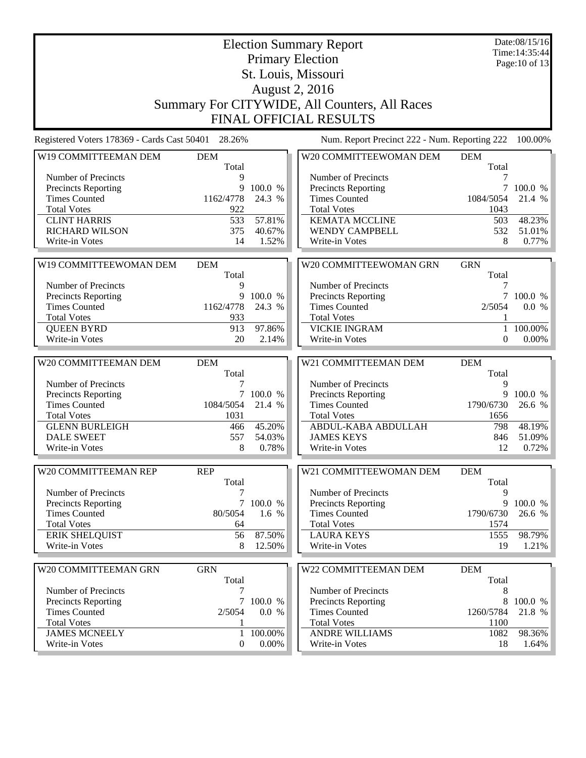# Election Summary Report

## Primary Election

## St. Louis, Missouri

## August 2, 2016

## Summary For CITYWIDE, All Counters, All Races

## FINAL OFFICIAL RESULTS

Date:08/15/16
Time:14:35:44

Registered Voters 178369 - Cards Cast 50401 28.26%

Num. Report Precinct 222 - Num. Reporting 222 100.00%

| W19 COMMITTEEMAN DEM | DEM | |
|---|---|---|
| | Total | |
| Number of Precincts | 9 | |
| Precincts Reporting | 9 | 100.0 % |
| Times Counted | 1162/4778 | 24.3 % |
| Total Votes | 922 | |
| CLINT HARRIS | 533 | 57.81% |
| RICHARD WILSON | 375 | 40.67% |
| Write-in Votes | 14 | 1.52% |

| W19 COMMITTEEWOMAN DEM | DEM | |
|---|---|---|
| | Total | |
| Number of Precincts | 9 | |
| Precincts Reporting | 9 | 100.0 % |
| Times Counted | 1162/4778 | 24.3 % |
| Total Votes | 933 | |
| QUEEN BYRD | 913 | 97.86% |
| Write-in Votes | 20 | 2.14% |

| W20 COMMITTEEMAN DEM | DEM | |
|---|---|---|
| | Total | |
| Number of Precincts | 7 | |
| Precincts Reporting | 7 | 100.0 % |
| Times Counted | 1084/5054 | 21.4 % |
| Total Votes | 1031 | |
| GLENN BURLEIGH | 466 | 45.20% |
| DALE SWEET | 557 | 54.03% |
| Write-in Votes | 8 | 0.78% |

| W20 COMMITTEEMAN REP | REP | |
|---|---|---|
| | Total | |
| Number of Precincts | 7 | |
| Precincts Reporting | 7 | 100.0 % |
| Times Counted | 80/5054 | 1.6 % |
| Total Votes | 64 | |
| ERIK SHELQUIST | 56 | 87.50% |
| Write-in Votes | 8 | 12.50% |

| W20 COMMITTEEMAN GRN | GRN | |
|---|---|---|
| | Total | |
| Number of Precincts | 7 | |
| Precincts Reporting | 7 | 100.0 % |
| Times Counted | 2/5054 | 0.0 % |
| Total Votes | 1 | |
| JAMES MCNEELY | 1 | 100.00% |
| Write-in Votes | 0 | 0.00% |

| W20 COMMITTEEWOMAN DEM | DEM | |
|---|---|---|
| | Total | |
| Number of Precincts | 7 | |
| Precincts Reporting | 7 | 100.0 % |
| Times Counted | 1084/5054 | 21.4 % |
| Total Votes | 1043 | |
| KEMATA MCCLINE | 503 | 48.23% |
| WENDY CAMPBELL | 532 | 51.01% |
| Write-in Votes | 8 | 0.77% |

| W20 COMMITTEEWOMAN GRN | GRN | |
|---|---|---|
| | Total | |
| Number of Precincts | 7 | |
| Precincts Reporting | 7 | 100.0 % |
| Times Counted | 2/5054 | 0.0 % |
| Total Votes | 1 | |
| VICKIE INGRAM | 1 | 100.00% |
| Write-in Votes | 0 | 0.00% |

| W21 COMMITTEEMAN DEM | DEM | |
|---|---|---|
| | Total | |
| Number of Precincts | 9 | |
| Precincts Reporting | 9 | 100.0 % |
| Times Counted | 1790/6730 | 26.6 % |
| Total Votes | 1656 | |
| ABDUL-KABA ABDULLAH | 798 | 48.19% |
| JAMES KEYS | 846 | 51.09% |
| Write-in Votes | 12 | 0.72% |

| W21 COMMITTEEWOMAN DEM | DEM | |
|---|---|---|
| | Total | |
| Number of Precincts | 9 | |
| Precincts Reporting | 9 | 100.0 % |
| Times Counted | 1790/6730 | 26.6 % |
| Total Votes | 1574 | |
| LAURA KEYS | 1555 | 98.79% |
| Write-in Votes | 19 | 1.21% |

| W22 COMMITTEEMAN DEM | DEM | |
|---|---|---|
| | Total | |
| Number of Precincts | 8 | |
| Precincts Reporting | 8 | 100.0 % |
| Times Counted | 1260/5784 | 21.8 % |
| Total Votes | 1100 | |
| ANDRE WILLIAMS | 1082 | 98.36% |
| Write-in Votes | 18 | 1.64% |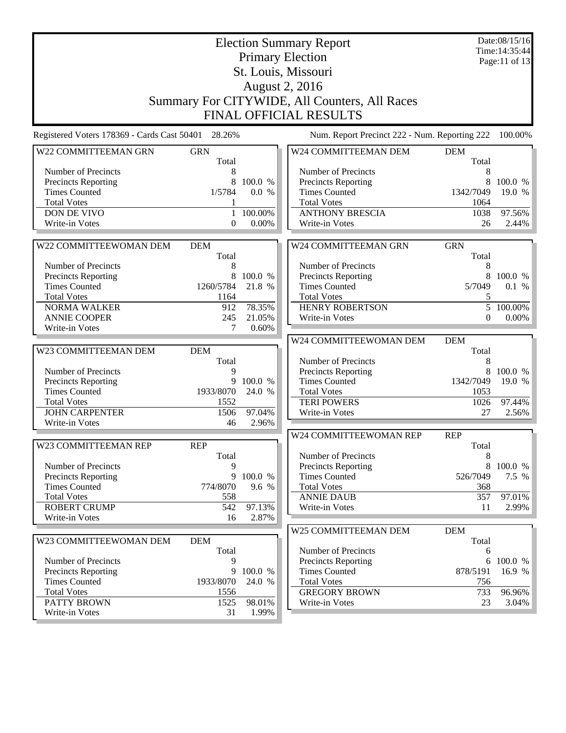# Election Summary Report

## Primary Election

## St. Louis, Missouri

## August 2, 2016

## Summary For CITYWIDE, All Counters, All Races

## FINAL OFFICIAL RESULTS

Date:08/15/16
Time:14:35:44

Registered Voters 178369 - Cards Cast 50401 28.26%

Num. Report Precinct 222 - Num. Reporting 222 100.00%

| W22 COMMITTEEMAN GRN | GRN | |
|---|---|---|
| | Total | |
| Number of Precincts | 8 | |
| Precincts Reporting | 8 | 100.0 % |
| Times Counted | 1/5784 | 0.0 % |
| Total Votes | 1 | |
| DON DE VIVO | 1 | 100.00% |
| Write-in Votes | 0 | 0.00% |

| W22 COMMITTEEWOMAN DEM | DEM | |
|---|---|---|
| | Total | |
| Number of Precincts | 8 | |
| Precincts Reporting | 8 | 100.0 % |
| Times Counted | 1260/5784 | 21.8 % |
| Total Votes | 1164 | |
| NORMA WALKER | 912 | 78.35% |
| ANNIE COOPER | 245 | 21.05% |
| Write-in Votes | 7 | 0.60% |

| W23 COMMITTEEMAN DEM | DEM | |
|---|---|---|
| | Total | |
| Number of Precincts | 9 | |
| Precincts Reporting | 9 | 100.0 % |
| Times Counted | 1933/8070 | 24.0 % |
| Total Votes | 1552 | |
| JOHN CARPENTER | 1506 | 97.04% |
| Write-in Votes | 46 | 2.96% |

| W23 COMMITTEEMAN REP | REP | |
|---|---|---|
| | Total | |
| Number of Precincts | 9 | |
| Precincts Reporting | 9 | 100.0 % |
| Times Counted | 774/8070 | 9.6 % |
| Total Votes | 558 | |
| ROBERT CRUMP | 542 | 97.13% |
| Write-in Votes | 16 | 2.87% |

| W23 COMMITTEEWOMAN DEM | DEM | |
|---|---|---|
| | Total | |
| Number of Precincts | 9 | |
| Precincts Reporting | 9 | 100.0 % |
| Times Counted | 1933/8070 | 24.0 % |
| Total Votes | 1556 | |
| PATTY BROWN | 1525 | 98.01% |
| Write-in Votes | 31 | 1.99% |

| W24 COMMITTEEMAN DEM | DEM | |
|---|---|---|
| | Total | |
| Number of Precincts | 8 | |
| Precincts Reporting | 8 | 100.0 % |
| Times Counted | 1342/7049 | 19.0 % |
| Total Votes | 1064 | |
| ANTHONY BRESCIA | 1038 | 97.56% |
| Write-in Votes | 26 | 2.44% |

| W24 COMMITTEEMAN GRN | GRN | |
|---|---|---|
| | Total | |
| Number of Precincts | 8 | |
| Precincts Reporting | 8 | 100.0 % |
| Times Counted | 5/7049 | 0.1 % |
| Total Votes | 5 | |
| HENRY ROBERTSON | 5 | 100.00% |
| Write-in Votes | 0 | 0.00% |

| W24 COMMITTEEWOMAN DEM | DEM | |
|---|---|---|
| | Total | |
| Number of Precincts | 8 | |
| Precincts Reporting | 8 | 100.0 % |
| Times Counted | 1342/7049 | 19.0 % |
| Total Votes | 1053 | |
| TERI POWERS | 1026 | 97.44% |
| Write-in Votes | 27 | 2.56% |

| W24 COMMITTEEWOMAN REP | REP | |
|---|---|---|
| | Total | |
| Number of Precincts | 8 | |
| Precincts Reporting | 8 | 100.0 % |
| Times Counted | 526/7049 | 7.5 % |
| Total Votes | 368 | |
| ANNIE DAUB | 357 | 97.01% |
| Write-in Votes | 11 | 2.99% |

| W25 COMMITTEEMAN DEM | DEM | |
|---|---|---|
| | Total | |
| Number of Precincts | 6 | |
| Precincts Reporting | 6 | 100.0 % |
| Times Counted | 878/5191 | 16.9 % |
| Total Votes | 756 | |
| GREGORY BROWN | 733 | 96.96% |
| Write-in Votes | 23 | 3.04% |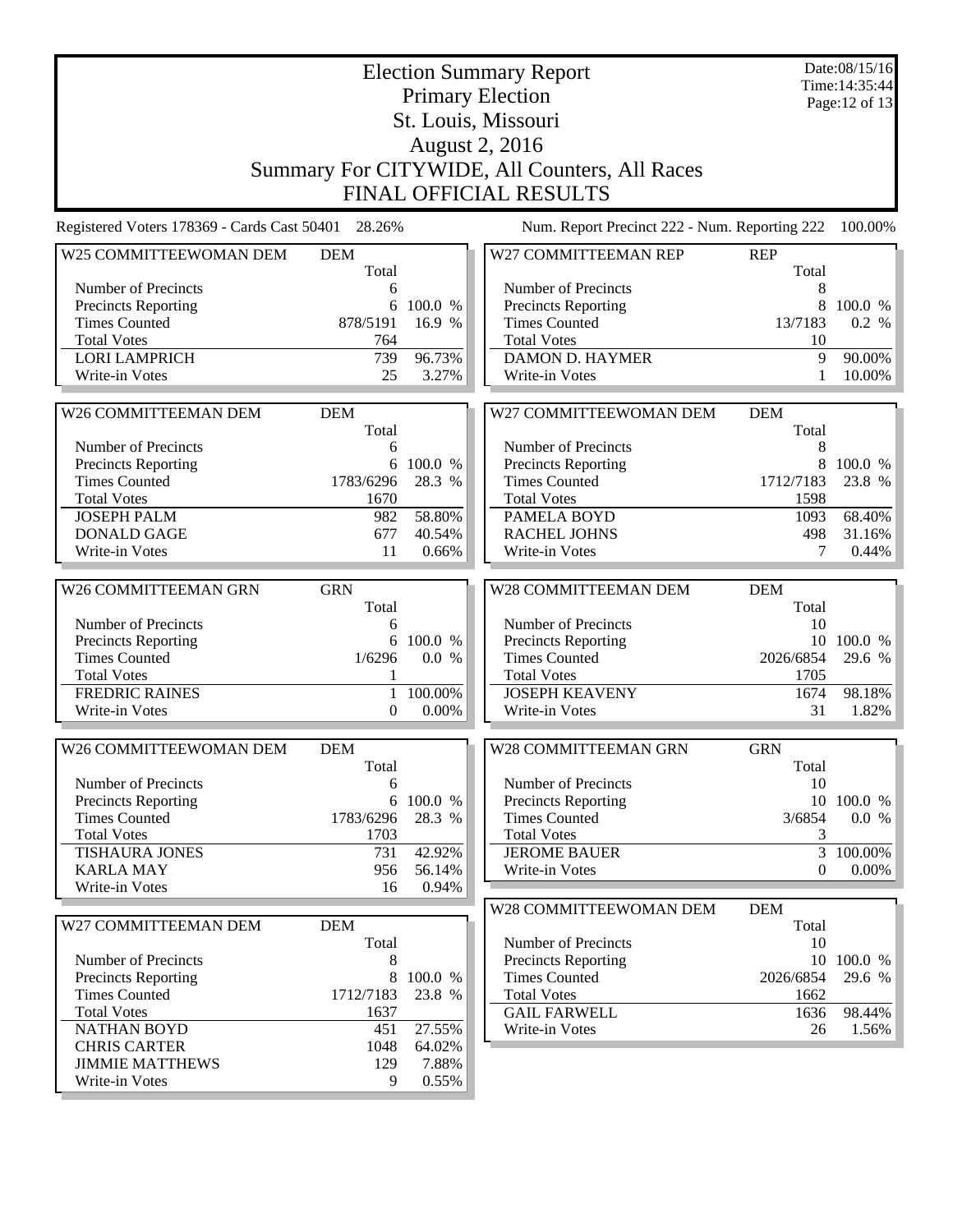# Election Summary Report

## Primary Election

## St. Louis, Missouri

## August 2, 2016

## Summary For CITYWIDE, All Counters, All Races

## FINAL OFFICIAL RESULTS

Date:08/15/16
Time:14:35:44

Registered Voters 178369 - Cards Cast 50401 28.26%

Num. Report Precinct 222 - Num. Reporting 222 100.00%

| W25 COMMITTEEWOMAN DEM | DEM | |
|---|---|---|
| | Total | |
| Number of Precincts | 6 | |
| Precincts Reporting | 6 | 100.0 % |
| Times Counted | 878/5191 | 16.9 % |
| Total Votes | 764 | |
| LORI LAMPRICH | 739 | 96.73% |
| Write-in Votes | 25 | 3.27% |

| W26 COMMITTEEMAN DEM | DEM | |
|---|---|---|
| | Total | |
| Number of Precincts | 6 | |
| Precincts Reporting | 6 | 100.0 % |
| Times Counted | 1783/6296 | 28.3 % |
| Total Votes | 1670 | |
| JOSEPH PALM | 982 | 58.80% |
| DONALD GAGE | 677 | 40.54% |
| Write-in Votes | 11 | 0.66% |

| W26 COMMITTEEMAN GRN | GRN | |
|---|---|---|
| | Total | |
| Number of Precincts | 6 | |
| Precincts Reporting | 6 | 100.0 % |
| Times Counted | 1/6296 | 0.0 % |
| Total Votes | 1 | |
| FREDRIC RAINES | 1 | 100.00% |
| Write-in Votes | 0 | 0.00% |

| W26 COMMITTEEWOMAN DEM | DEM | |
|---|---|---|
| | Total | |
| Number of Precincts | 6 | |
| Precincts Reporting | 6 | 100.0 % |
| Times Counted | 1783/6296 | 28.3 % |
| Total Votes | 1703 | |
| TISHAURA JONES | 731 | 42.92% |
| KARLA MAY | 956 | 56.14% |
| Write-in Votes | 16 | 0.94% |

| W27 COMMITTEEMAN DEM | DEM | |
|---|---|---|
| | Total | |
| Number of Precincts | 8 | |
| Precincts Reporting | 8 | 100.0 % |
| Times Counted | 1712/7183 | 23.8 % |
| Total Votes | 1637 | |
| NATHAN BOYD | 451 | 27.55% |
| CHRIS CARTER | 1048 | 64.02% |
| JIMMIE MATTHEWS | 129 | 7.88% |
| Write-in Votes | 9 | 0.55% |

| W27 COMMITTEEMAN REP | REP | |
|---|---|---|
| | Total | |
| Number of Precincts | 8 | |
| Precincts Reporting | 8 | 100.0 % |
| Times Counted | 13/7183 | 0.2 % |
| Total Votes | 10 | |
| DAMON D. HAYMER | 9 | 90.00% |
| Write-in Votes | 1 | 10.00% |

| W27 COMMITTEEWOMAN DEM | DEM | |
|---|---|---|
| | Total | |
| Number of Precincts | 8 | |
| Precincts Reporting | 8 | 100.0 % |
| Times Counted | 1712/7183 | 23.8 % |
| Total Votes | 1598 | |
| PAMELA BOYD | 1093 | 68.40% |
| RACHEL JOHNS | 498 | 31.16% |
| Write-in Votes | 7 | 0.44% |

| W28 COMMITTEEMAN DEM | DEM | |
|---|---|---|
| | Total | |
| Number of Precincts | 10 | |
| Precincts Reporting | 10 | 100.0 % |
| Times Counted | 2026/6854 | 29.6 % |
| Total Votes | 1705 | |
| JOSEPH KEAVENY | 1674 | 98.18% |
| Write-in Votes | 31 | 1.82% |

| W28 COMMITTEEMAN GRN | GRN | |
|---|---|---|
| | Total | |
| Number of Precincts | 10 | |
| Precincts Reporting | 10 | 100.0 % |
| Times Counted | 3/6854 | 0.0 % |
| Total Votes | 3 | |
| JEROME BAUER | 3 | 100.00% |
| Write-in Votes | 0 | 0.00% |

| W28 COMMITTEEWOMAN DEM | DEM | |
|---|---|---|
| | Total | |
| Number of Precincts | 10 | |
| Precincts Reporting | 10 | 100.0 % |
| Times Counted | 2026/6854 | 29.6 % |
| Total Votes | 1662 | |
| GAIL FARWELL | 1636 | 98.44% |
| Write-in Votes | 26 | 1.56% |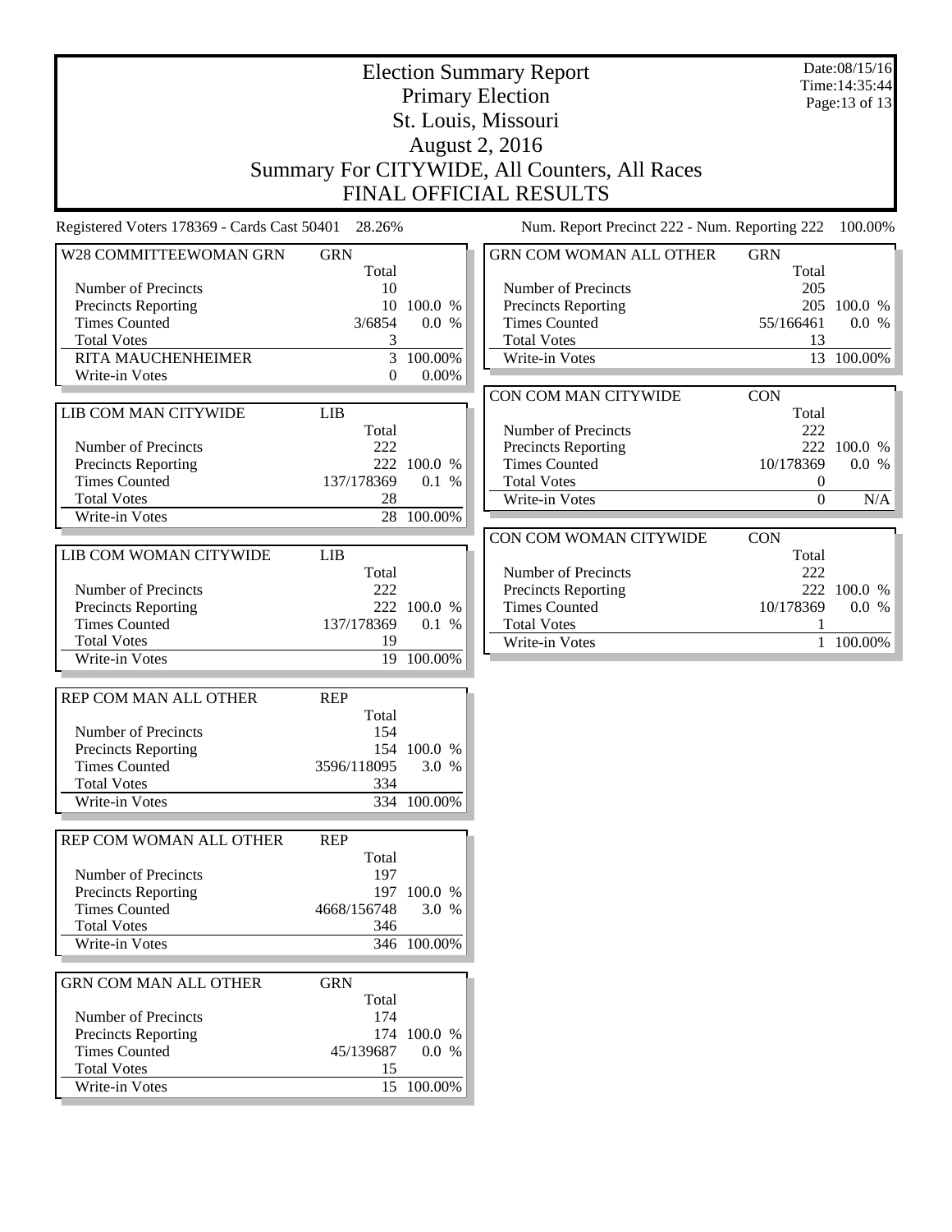# Election Summary Report

Primary Election

St. Louis, Missouri

August 2, 2016

Summary For CITYWIDE, All Counters, All Races

FINAL OFFICIAL RESULTS

Date:08/15/16
Time:14:35:44

Registered Voters 178369 - Cards Cast 50401 28.26%

Num. Report Precinct 222 - Num. Reporting 222 100.00%

| W28 COMMITTEEWOMAN GRN | GRN | |
|---|---|---|
| | Total | |
| Number of Precincts | 10 | |
| Precincts Reporting | 10 | 100.0 % |
| Times Counted | 3/6854 | 0.0 % |
| Total Votes | 3 | |
| RITA MAUCHENHEIMER | 3 | 100.00% |
| Write-in Votes | 0 | 0.00% |

| LIB COM MAN CITYWIDE | LIB | |
|---|---|---|
| | Total | |
| Number of Precincts | 222 | |
| Precincts Reporting | 222 | 100.0 % |
| Times Counted | 137/178369 | 0.1 % |
| Total Votes | 28 | |
| Write-in Votes | 28 | 100.00% |

| LIB COM WOMAN CITYWIDE | LIB | |
|---|---|---|
| | Total | |
| Number of Precincts | 222 | |
| Precincts Reporting | 222 | 100.0 % |
| Times Counted | 137/178369 | 0.1 % |
| Total Votes | 19 | |
| Write-in Votes | 19 | 100.00% |

| REP COM MAN ALL OTHER | REP | |
|---|---|---|
| | Total | |
| Number of Precincts | 154 | |
| Precincts Reporting | 154 | 100.0 % |
| Times Counted | 3596/118095 | 3.0 % |
| Total Votes | 334 | |
| Write-in Votes | 334 | 100.00% |

| REP COM WOMAN ALL OTHER | REP | |
|---|---|---|
| | Total | |
| Number of Precincts | 197 | |
| Precincts Reporting | 197 | 100.0 % |
| Times Counted | 4668/156748 | 3.0 % |
| Total Votes | 346 | |
| Write-in Votes | 346 | 100.00% |

| GRN COM MAN ALL OTHER | GRN | |
|---|---|---|
| | Total | |
| Number of Precincts | 174 | |
| Precincts Reporting | 174 | 100.0 % |
| Times Counted | 45/139687 | 0.0 % |
| Total Votes | 15 | |
| Write-in Votes | 15 | 100.00% |

| GRN COM WOMAN ALL OTHER | GRN | |
|---|---|---|
| | Total | |
| Number of Precincts | 205 | |
| Precincts Reporting | 205 | 100.0 % |
| Times Counted | 55/166461 | 0.0 % |
| Total Votes | 13 | |
| Write-in Votes | 13 | 100.00% |

| CON COM MAN CITYWIDE | CON | |
|---|---|---|
| | Total | |
| Number of Precincts | 222 | |
| Precincts Reporting | 222 | 100.0 % |
| Times Counted | 10/178369 | 0.0 % |
| Total Votes | 0 | |
| Write-in Votes | 0 | N/A |

| CON COM WOMAN CITYWIDE | CON | |
|---|---|---|
| | Total | |
| Number of Precincts | 222 | |
| Precincts Reporting | 222 | 100.0 % |
| Times Counted | 10/178369 | 0.0 % |
| Total Votes | 1 | |
| Write-in Votes | 1 | 100.00% |